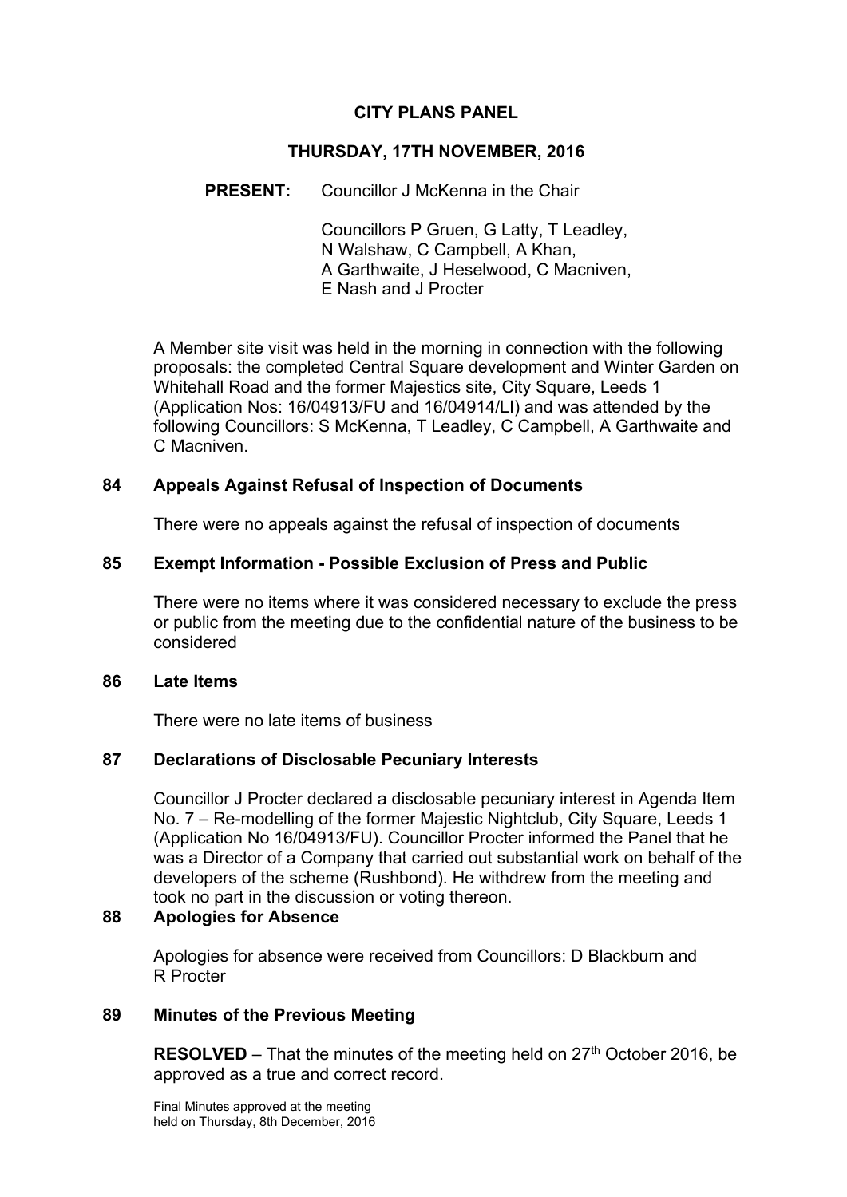# CITY PLANS PANEL

## THURSDAY, 17TH NOVEMBER, 2016

**PRESENT:** Councillor J McKenna in the Chair

Councillors P Gruen, G Latty, T Leadley, N Walshaw, C Campbell, A Khan, A Garthwaite, J Heselwood, C Macniven, E Nash and J Procter

A Member site visit was held in the morning in connection with the following proposals: the completed Central Square development and Winter Garden on Whitehall Road and the former Majestics site, City Square, Leeds 1 (Application Nos: 16/04913/FU and 16/04914/LI) and was attended by the following Councillors: S McKenna, T Leadley, C Campbell, A Garthwaite and C Macniven.

### 84 Appeals Against Refusal of Inspection of Documents

There were no appeals against the refusal of inspection of documents

### 85 Exempt Information - Possible Exclusion of Press and Public

There were no items where it was considered necessary to exclude the press or public from the meeting due to the confidential nature of the business to be considered

### 86 Late Items

There were no late items of business

### 87 Declarations of Disclosable Pecuniary Interests

Councillor J Procter declared a disclosable pecuniary interest in Agenda Item No. 7 – Re-modelling of the former Majestic Nightclub, City Square, Leeds 1 (Application No 16/04913/FU). Councillor Procter informed the Panel that he was a Director of a Company that carried out substantial work on behalf of the developers of the scheme (Rushbond). He withdrew from the meeting and took no part in the discussion or voting thereon.

### 88 Apologies for Absence

Apologies for absence were received from Councillors: D Blackburn and R Procter

### 89 Minutes of the Previous Meeting

**RESOLVED** – That the minutes of the meeting held on 27th October 2016, be approved as a true and correct record.

Final Minutes approved at the meeting held on Thursday, 8th December, 2016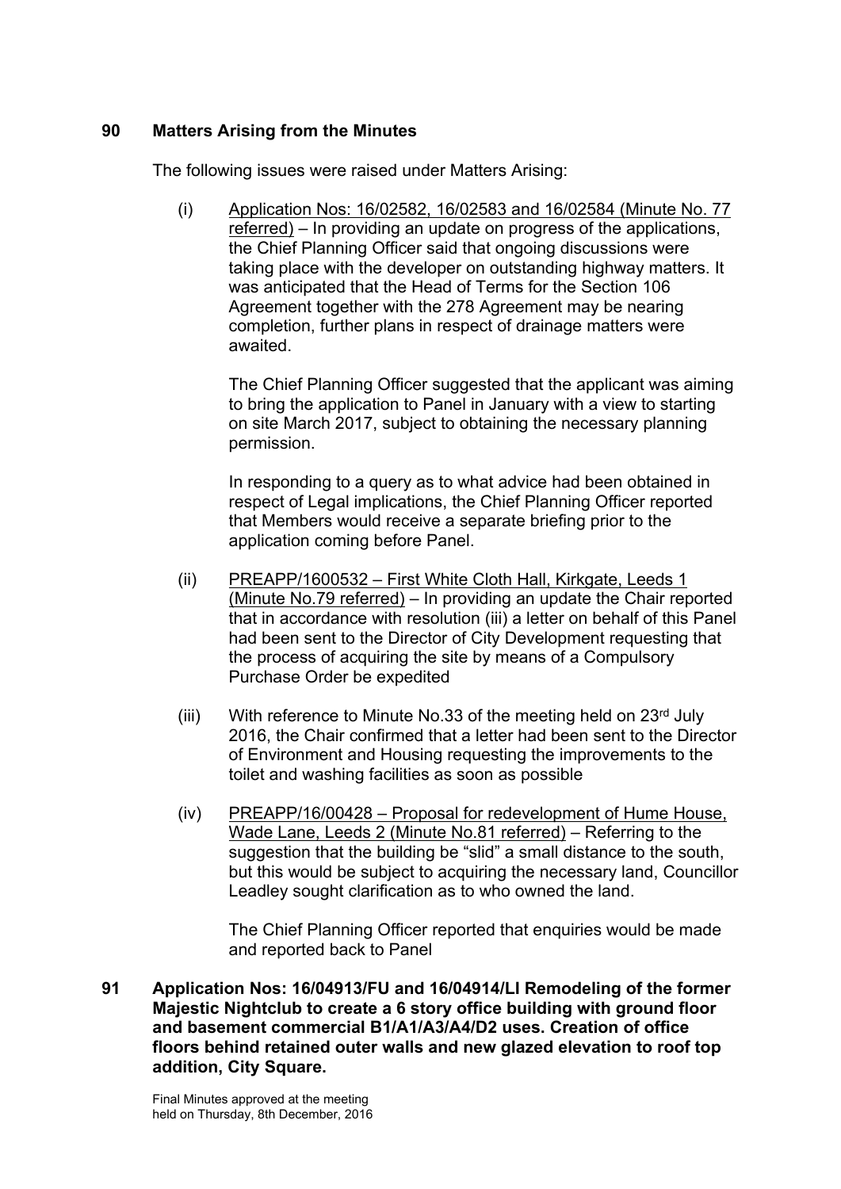**90 Matters Arising from the Minutes**

The following issues were raised under Matters Arising:

(i) Application Nos: 16/02582, 16/02583 and 16/02584 (Minute No. 77 referred) – In providing an update on progress of the applications, the Chief Planning Officer said that ongoing discussions were taking place with the developer on outstanding highway matters. It was anticipated that the Head of Terms for the Section 106 Agreement together with the 278 Agreement may be nearing completion, further plans in respect of drainage matters were awaited.

The Chief Planning Officer suggested that the applicant was aiming to bring the application to Panel in January with a view to starting on site March 2017, subject to obtaining the necessary planning permission.

In responding to a query as to what advice had been obtained in respect of Legal implications, the Chief Planning Officer reported that Members would receive a separate briefing prior to the application coming before Panel.

(ii) PREAPP/1600532 – First White Cloth Hall, Kirkgate, Leeds 1 (Minute No.79 referred) – In providing an update the Chair reported that in accordance with resolution (iii) a letter on behalf of this Panel had been sent to the Director of City Development requesting that the process of acquiring the site by means of a Compulsory Purchase Order be expedited

(iii) With reference to Minute No.33 of the meeting held on 23rd July 2016, the Chair confirmed that a letter had been sent to the Director of Environment and Housing requesting the improvements to the toilet and washing facilities as soon as possible

(iv) PREAPP/16/00428 – Proposal for redevelopment of Hume House, Wade Lane, Leeds 2 (Minute No.81 referred) – Referring to the suggestion that the building be "slid" a small distance to the south, but this would be subject to acquiring the necessary land, Councillor Leadley sought clarification as to who owned the land.

The Chief Planning Officer reported that enquiries would be made and reported back to Panel

**91 Application Nos: 16/04913/FU and 16/04914/LI Remodeling of the former Majestic Nightclub to create a 6 story office building with ground floor and basement commercial B1/A1/A3/A4/D2 uses. Creation of office floors behind retained outer walls and new glazed elevation to roof top addition, City Square.**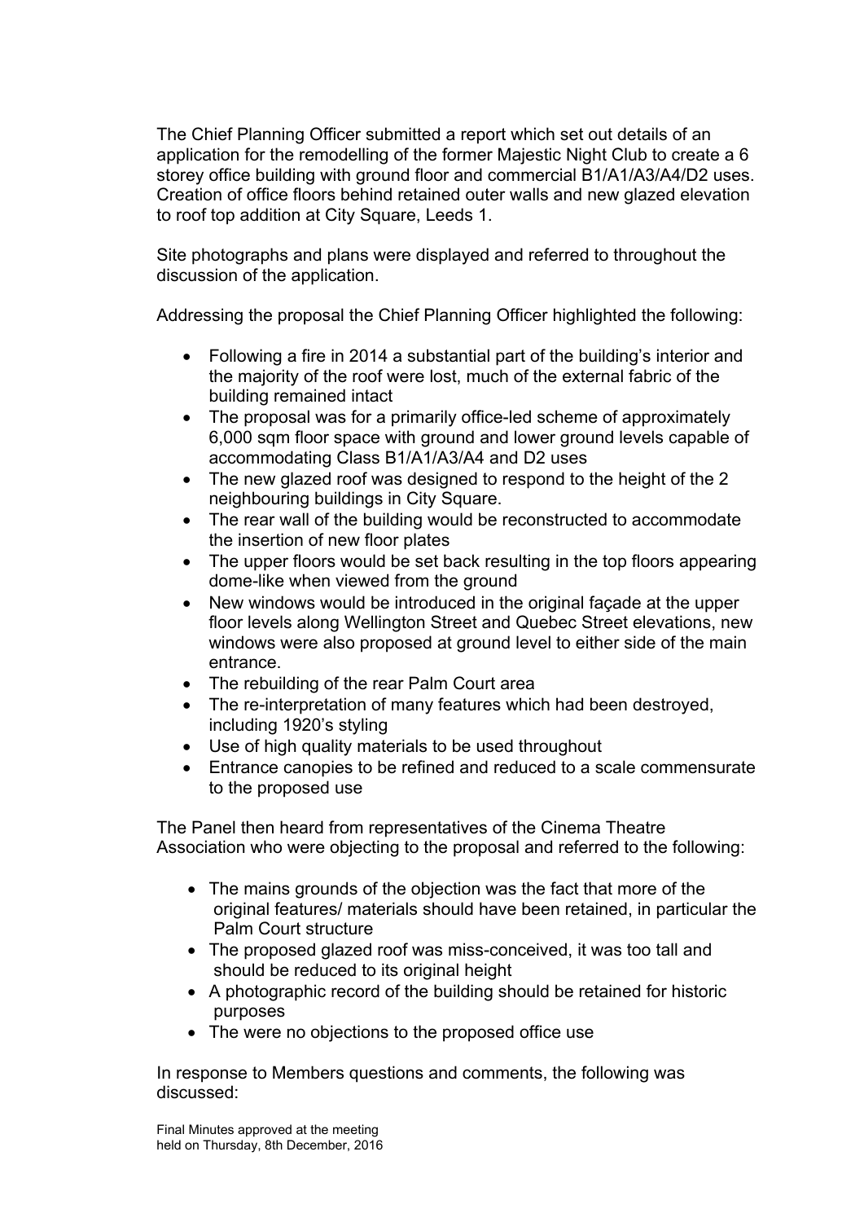The Chief Planning Officer submitted a report which set out details of an application for the remodelling of the former Majestic Night Club to create a 6 storey office building with ground floor and commercial B1/A1/A3/A4/D2 uses. Creation of office floors behind retained outer walls and new glazed elevation to roof top addition at City Square, Leeds 1.

Site photographs and plans were displayed and referred to throughout the discussion of the application.

Addressing the proposal the Chief Planning Officer highlighted the following:

- Following a fire in 2014 a substantial part of the building's interior and the majority of the roof were lost, much of the external fabric of the building remained intact
- The proposal was for a primarily office-led scheme of approximately 6,000 sqm floor space with ground and lower ground levels capable of accommodating Class B1/A1/A3/A4 and D2 uses
- The new glazed roof was designed to respond to the height of the 2 neighbouring buildings in City Square.
- The rear wall of the building would be reconstructed to accommodate the insertion of new floor plates
- The upper floors would be set back resulting in the top floors appearing dome-like when viewed from the ground
- New windows would be introduced in the original façade at the upper floor levels along Wellington Street and Quebec Street elevations, new windows were also proposed at ground level to either side of the main entrance.
- The rebuilding of the rear Palm Court area
- The re-interpretation of many features which had been destroyed, including 1920's styling
- Use of high quality materials to be used throughout
- Entrance canopies to be refined and reduced to a scale commensurate to the proposed use

The Panel then heard from representatives of the Cinema Theatre Association who were objecting to the proposal and referred to the following:

- The mains grounds of the objection was the fact that more of the original features/ materials should have been retained, in particular the Palm Court structure
- The proposed glazed roof was miss-conceived, it was too tall and should be reduced to its original height
- A photographic record of the building should be retained for historic purposes
- The were no objections to the proposed office use

In response to Members questions and comments, the following was discussed: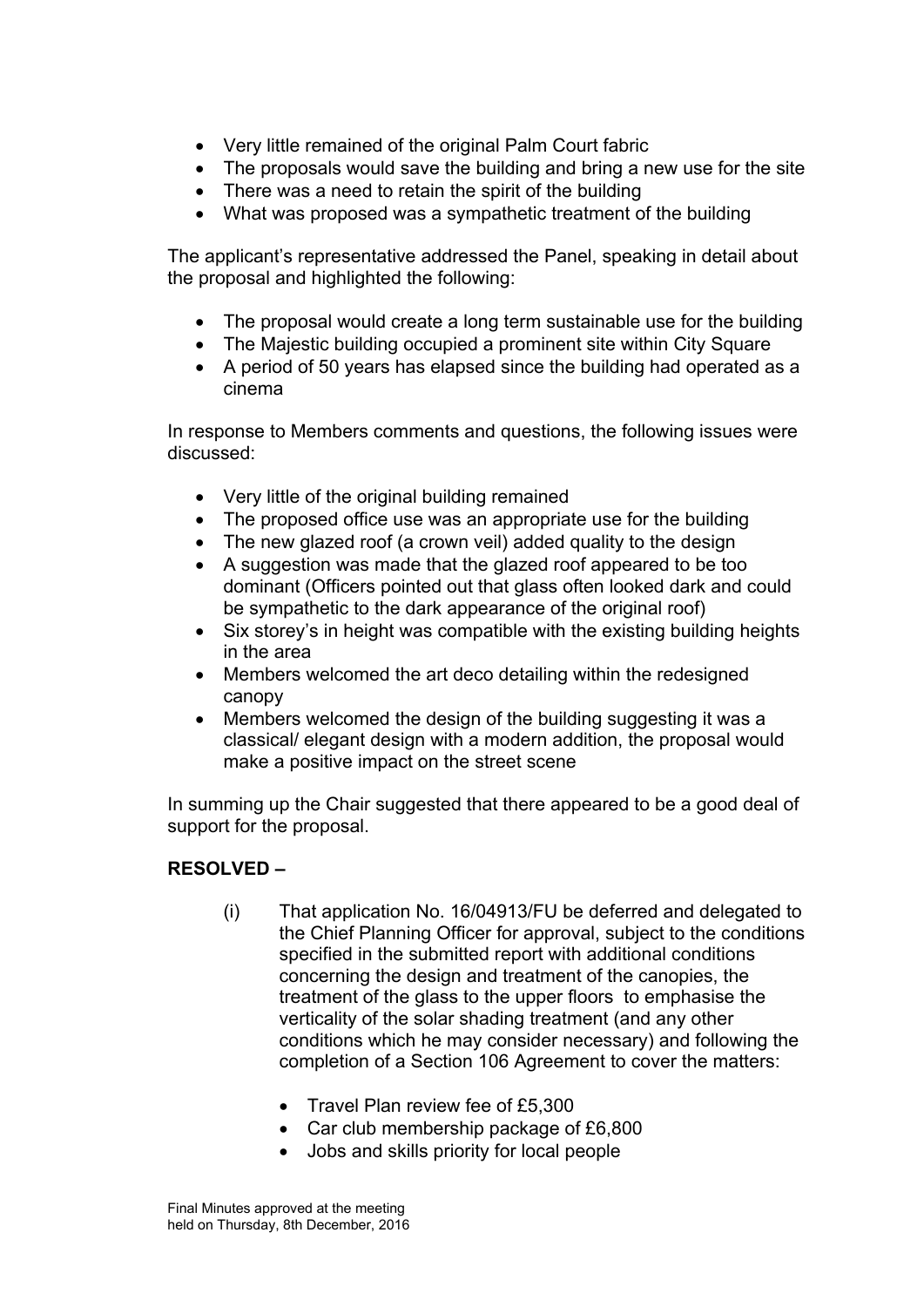- Very little remained of the original Palm Court fabric
- The proposals would save the building and bring a new use for the site
- There was a need to retain the spirit of the building
- What was proposed was a sympathetic treatment of the building

The applicant's representative addressed the Panel, speaking in detail about the proposal and highlighted the following:

- The proposal would create a long term sustainable use for the building
- The Majestic building occupied a prominent site within City Square
- A period of 50 years has elapsed since the building had operated as a cinema

In response to Members comments and questions, the following issues were discussed:

- Very little of the original building remained
- The proposed office use was an appropriate use for the building
- The new glazed roof (a crown veil) added quality to the design
- A suggestion was made that the glazed roof appeared to be too dominant (Officers pointed out that glass often looked dark and could be sympathetic to the dark appearance of the original roof)
- Six storey's in height was compatible with the existing building heights in the area
- Members welcomed the art deco detailing within the redesigned canopy
- Members welcomed the design of the building suggesting it was a classical/ elegant design with a modern addition, the proposal would make a positive impact on the street scene

In summing up the Chair suggested that there appeared to be a good deal of support for the proposal.

**RESOLVED –**

(i) That application No. 16/04913/FU be deferred and delegated to the Chief Planning Officer for approval, subject to the conditions specified in the submitted report with additional conditions concerning the design and treatment of the canopies, the treatment of the glass to the upper floors to emphasise the verticality of the solar shading treatment (and any other conditions which he may consider necessary) and following the completion of a Section 106 Agreement to cover the matters:

- Travel Plan review fee of £5,300
- Car club membership package of £6,800
- Jobs and skills priority for local people

Final Minutes approved at the meeting held on Thursday, 8th December, 2016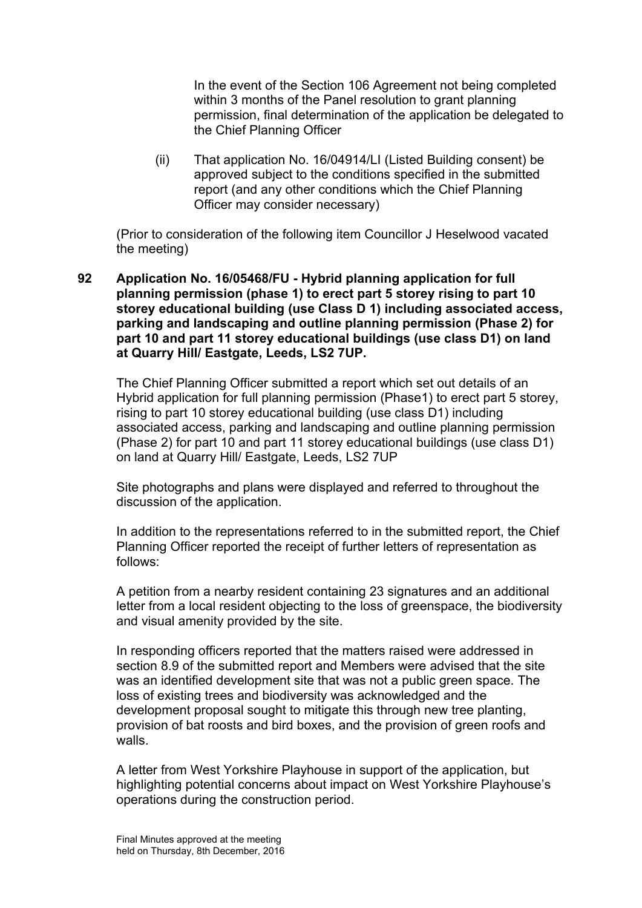In the event of the Section 106 Agreement not being completed within 3 months of the Panel resolution to grant planning permission, final determination of the application be delegated to the Chief Planning Officer

(ii) That application No. 16/04914/LI (Listed Building consent) be approved subject to the conditions specified in the submitted report (and any other conditions which the Chief Planning Officer may consider necessary)

(Prior to consideration of the following item Councillor J Heselwood vacated the meeting)

**92 Application No. 16/05468/FU - Hybrid planning application for full planning permission (phase 1) to erect part 5 storey rising to part 10 storey educational building (use Class D 1) including associated access, parking and landscaping and outline planning permission (Phase 2) for part 10 and part 11 storey educational buildings (use class D1) on land at Quarry Hill/ Eastgate, Leeds, LS2 7UP.**

The Chief Planning Officer submitted a report which set out details of an Hybrid application for full planning permission (Phase1) to erect part 5 storey, rising to part 10 storey educational building (use class D1) including associated access, parking and landscaping and outline planning permission (Phase 2) for part 10 and part 11 storey educational buildings (use class D1) on land at Quarry Hill/ Eastgate, Leeds, LS2 7UP

Site photographs and plans were displayed and referred to throughout the discussion of the application.

In addition to the representations referred to in the submitted report, the Chief Planning Officer reported the receipt of further letters of representation as follows:

A petition from a nearby resident containing 23 signatures and an additional letter from a local resident objecting to the loss of greenspace, the biodiversity and visual amenity provided by the site.

In responding officers reported that the matters raised were addressed in section 8.9 of the submitted report and Members were advised that the site was an identified development site that was not a public green space. The loss of existing trees and biodiversity was acknowledged and the development proposal sought to mitigate this through new tree planting, provision of bat roosts and bird boxes, and the provision of green roofs and walls.

A letter from West Yorkshire Playhouse in support of the application, but highlighting potential concerns about impact on West Yorkshire Playhouse's operations during the construction period.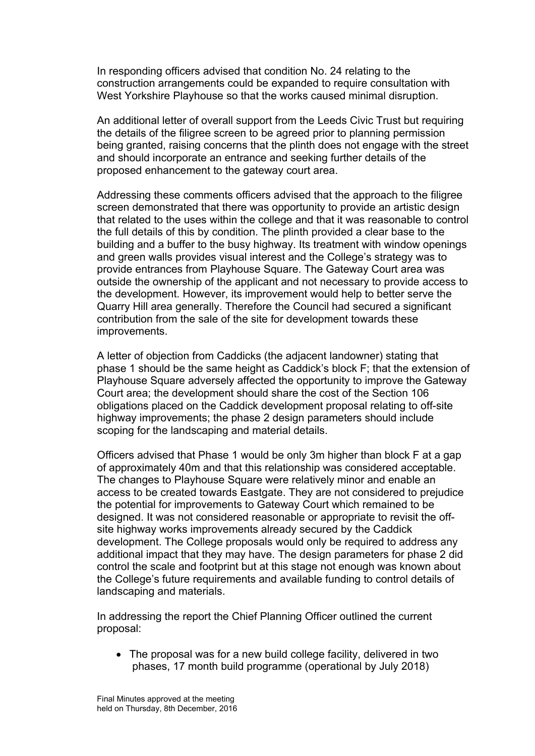In responding officers advised that condition No. 24 relating to the construction arrangements could be expanded to require consultation with West Yorkshire Playhouse so that the works caused minimal disruption.

An additional letter of overall support from the Leeds Civic Trust but requiring the details of the filigree screen to be agreed prior to planning permission being granted, raising concerns that the plinth does not engage with the street and should incorporate an entrance and seeking further details of the proposed enhancement to the gateway court area.

Addressing these comments officers advised that the approach to the filigree screen demonstrated that there was opportunity to provide an artistic design that related to the uses within the college and that it was reasonable to control the full details of this by condition. The plinth provided a clear base to the building and a buffer to the busy highway. Its treatment with window openings and green walls provides visual interest and the College's strategy was to provide entrances from Playhouse Square. The Gateway Court area was outside the ownership of the applicant and not necessary to provide access to the development. However, its improvement would help to better serve the Quarry Hill area generally. Therefore the Council had secured a significant contribution from the sale of the site for development towards these improvements.

A letter of objection from Caddicks (the adjacent landowner) stating that phase 1 should be the same height as Caddick's block F; that the extension of Playhouse Square adversely affected the opportunity to improve the Gateway Court area; the development should share the cost of the Section 106 obligations placed on the Caddick development proposal relating to off-site highway improvements; the phase 2 design parameters should include scoping for the landscaping and material details.

Officers advised that Phase 1 would be only 3m higher than block F at a gap of approximately 40m and that this relationship was considered acceptable. The changes to Playhouse Square were relatively minor and enable an access to be created towards Eastgate. They are not considered to prejudice the potential for improvements to Gateway Court which remained to be designed. It was not considered reasonable or appropriate to revisit the off-site highway works improvements already secured by the Caddick development. The College proposals would only be required to address any additional impact that they may have. The design parameters for phase 2 did control the scale and footprint but at this stage not enough was known about the College's future requirements and available funding to control details of landscaping and materials.

In addressing the report the Chief Planning Officer outlined the current proposal:

- The proposal was for a new build college facility, delivered in two phases, 17 month build programme (operational by July 2018)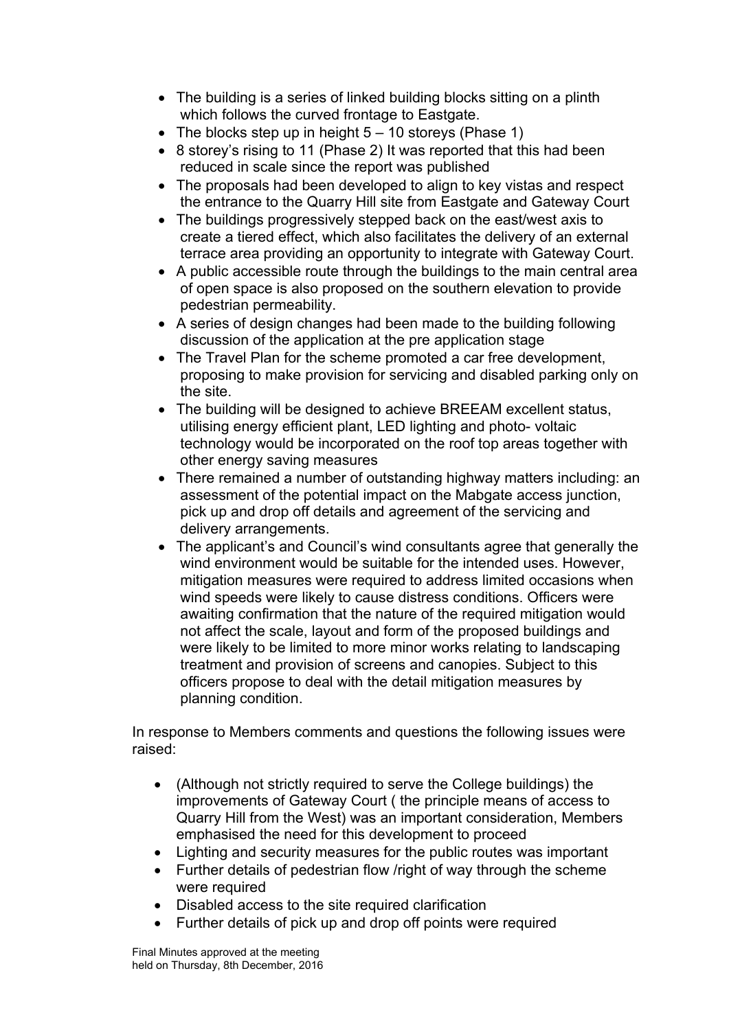- The building is a series of linked building blocks sitting on a plinth which follows the curved frontage to Eastgate.
- The blocks step up in height 5 – 10 storeys (Phase 1)
- 8 storey's rising to 11 (Phase 2) It was reported that this had been reduced in scale since the report was published
- The proposals had been developed to align to key vistas and respect the entrance to the Quarry Hill site from Eastgate and Gateway Court
- The buildings progressively stepped back on the east/west axis to create a tiered effect, which also facilitates the delivery of an external terrace area providing an opportunity to integrate with Gateway Court.
- A public accessible route through the buildings to the main central area of open space is also proposed on the southern elevation to provide pedestrian permeability.
- A series of design changes had been made to the building following discussion of the application at the pre application stage
- The Travel Plan for the scheme promoted a car free development, proposing to make provision for servicing and disabled parking only on the site.
- The building will be designed to achieve BREEAM excellent status, utilising energy efficient plant, LED lighting and photo- voltaic technology would be incorporated on the roof top areas together with other energy saving measures
- There remained a number of outstanding highway matters including: an assessment of the potential impact on the Mabgate access junction, pick up and drop off details and agreement of the servicing and delivery arrangements.
- The applicant's and Council's wind consultants agree that generally the wind environment would be suitable for the intended uses. However, mitigation measures were required to address limited occasions when wind speeds were likely to cause distress conditions. Officers were awaiting confirmation that the nature of the required mitigation would not affect the scale, layout and form of the proposed buildings and were likely to be limited to more minor works relating to landscaping treatment and provision of screens and canopies. Subject to this officers propose to deal with the detail mitigation measures by planning condition.

In response to Members comments and questions the following issues were raised:

- (Although not strictly required to serve the College buildings) the improvements of Gateway Court ( the principle means of access to Quarry Hill from the West) was an important consideration, Members emphasised the need for this development to proceed
- Lighting and security measures for the public routes was important
- Further details of pedestrian flow /right of way through the scheme were required
- Disabled access to the site required clarification
- Further details of pick up and drop off points were required

Final Minutes approved at the meeting held on Thursday, 8th December, 2016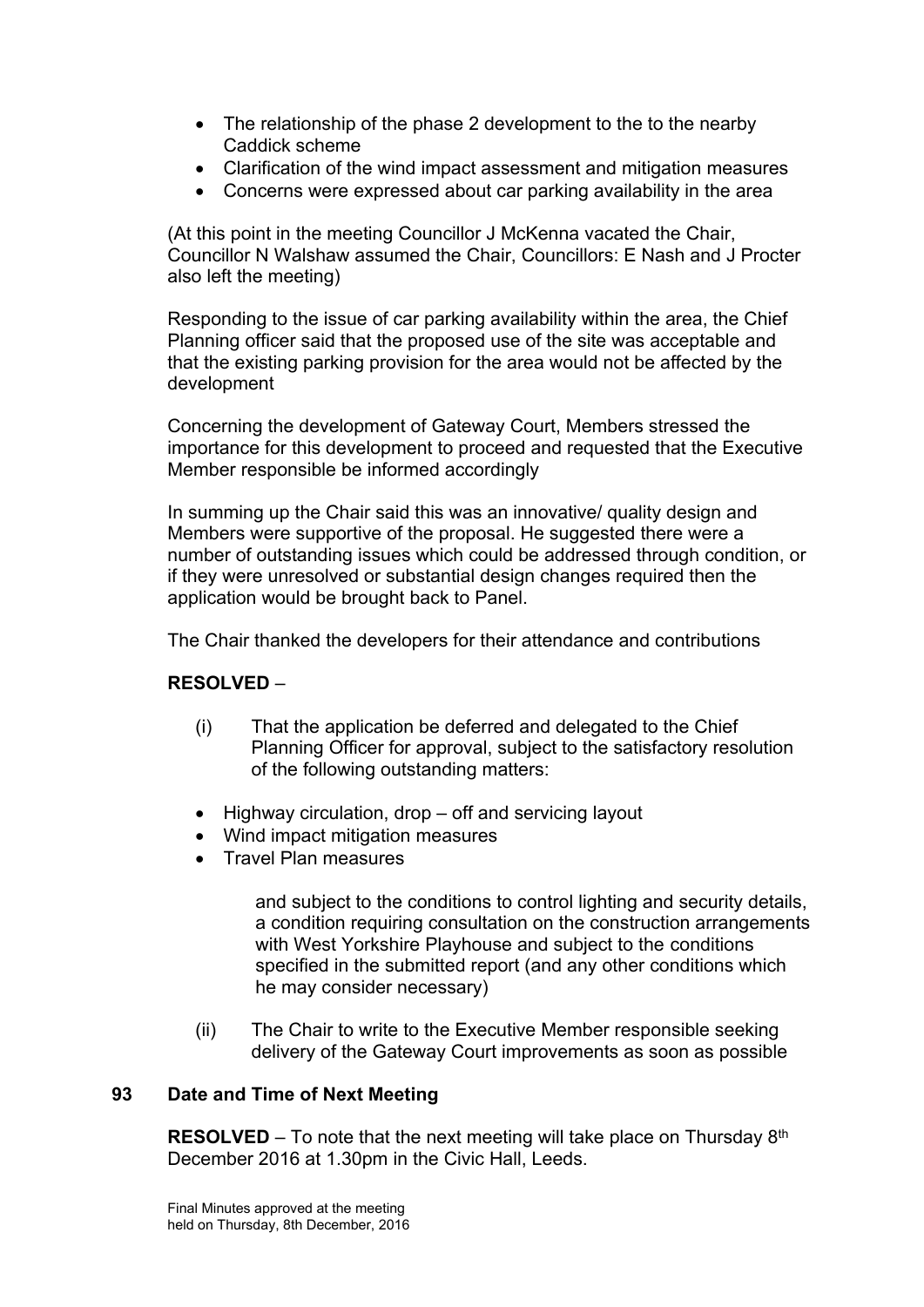- The relationship of the phase 2 development to the to the nearby Caddick scheme
- Clarification of the wind impact assessment and mitigation measures
- Concerns were expressed about car parking availability in the area

(At this point in the meeting Councillor J McKenna vacated the Chair, Councillor N Walshaw assumed the Chair, Councillors: E Nash and J Procter also left the meeting)

Responding to the issue of car parking availability within the area, the Chief Planning officer said that the proposed use of the site was acceptable and that the existing parking provision for the area would not be affected by the development

Concerning the development of Gateway Court, Members stressed the importance for this development to proceed and requested that the Executive Member responsible be informed accordingly

In summing up the Chair said this was an innovative/ quality design and Members were supportive of the proposal. He suggested there were a number of outstanding issues which could be addressed through condition, or if they were unresolved or substantial design changes required then the application would be brought back to Panel.

The Chair thanked the developers for their attendance and contributions

**RESOLVED** –

(i) That the application be deferred and delegated to the Chief Planning Officer for approval, subject to the satisfactory resolution of the following outstanding matters:

- Highway circulation, drop – off and servicing layout
- Wind impact mitigation measures
- Travel Plan measures

and subject to the conditions to control lighting and security details, a condition requiring consultation on the construction arrangements with West Yorkshire Playhouse and subject to the conditions specified in the submitted report (and any other conditions which he may consider necessary)

(ii) The Chair to write to the Executive Member responsible seeking delivery of the Gateway Court improvements as soon as possible

## 93 Date and Time of Next Meeting

**RESOLVED** – To note that the next meeting will take place on Thursday 8th December 2016 at 1.30pm in the Civic Hall, Leeds.

Final Minutes approved at the meeting
held on Thursday, 8th December, 2016